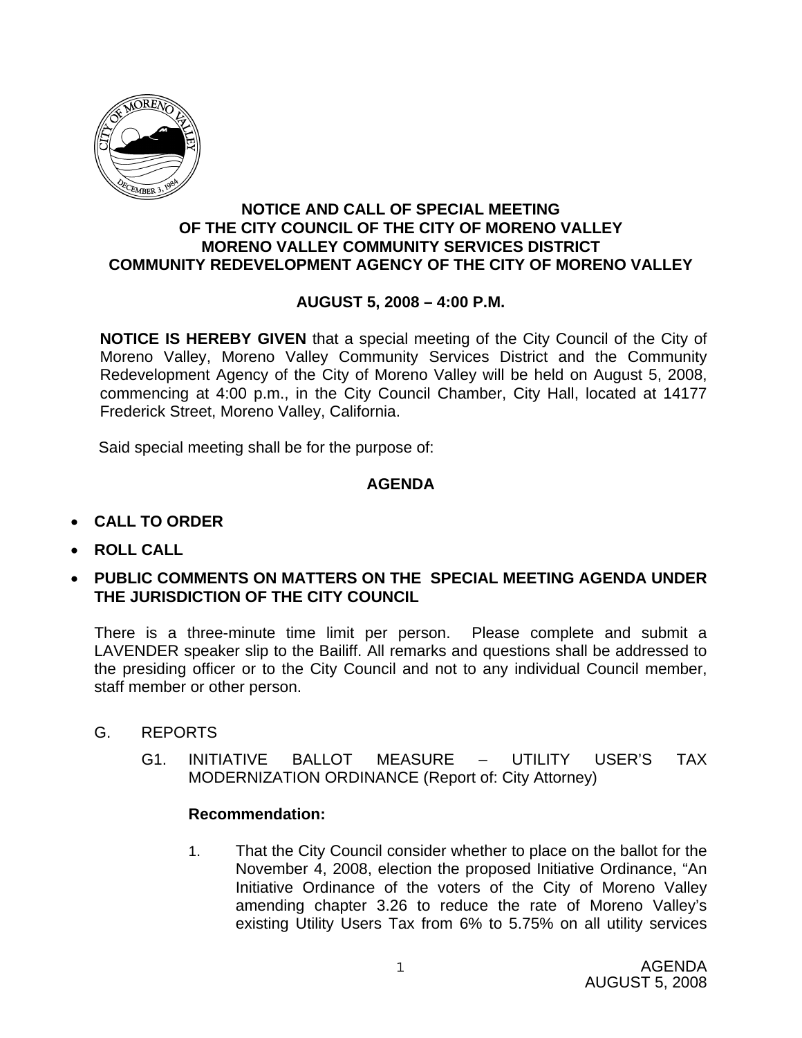**NOTICE AND CALL OF SPECIAL MEETING**
**OF THE CITY COUNCIL OF THE CITY OF MORENO VALLEY**
**MORENO VALLEY COMMUNITY SERVICES DISTRICT**
**COMMUNITY REDEVELOPMENT AGENCY OF THE CITY OF MORENO VALLEY**

**AUGUST 5, 2008 – 4:00 P.M.**

**NOTICE IS HEREBY GIVEN** that a special meeting of the City Council of the City of Moreno Valley, Moreno Valley Community Services District and the Community Redevelopment Agency of the City of Moreno Valley will be held on August 5, 2008, commencing at 4:00 p.m., in the City Council Chamber, City Hall, located at 14177 Frederick Street, Moreno Valley, California.

Said special meeting shall be for the purpose of:

**AGENDA**

- **CALL TO ORDER**
- **ROLL CALL**
- **PUBLIC COMMENTS ON MATTERS ON THE SPECIAL MEETING AGENDA UNDER THE JURISDICTION OF THE CITY COUNCIL**

There is a three-minute time limit per person. Please complete and submit a LAVENDER speaker slip to the Bailiff. All remarks and questions shall be addressed to the presiding officer or to the City Council and not to any individual Council member, staff member or other person.

G. REPORTS

G1. INITIATIVE BALLOT MEASURE – UTILITY USER'S TAX MODERNIZATION ORDINANCE (Report of: City Attorney)

**Recommendation:**

1. That the City Council consider whether to place on the ballot for the November 4, 2008, election the proposed Initiative Ordinance, "An Initiative Ordinance of the voters of the City of Moreno Valley amending chapter 3.26 to reduce the rate of Moreno Valley's existing Utility Users Tax from 6% to 5.75% on all utility services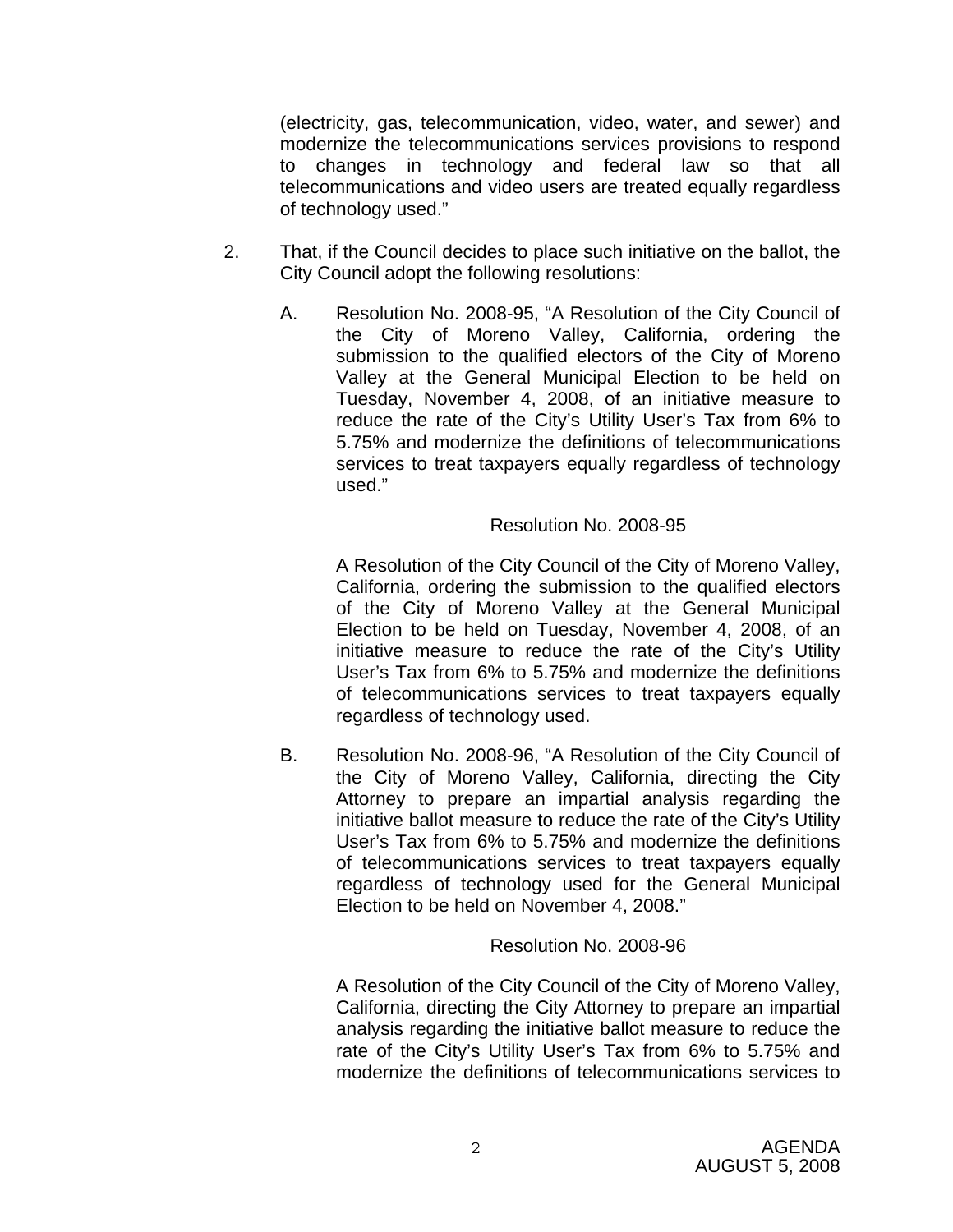(electricity, gas, telecommunication, video, water, and sewer) and modernize the telecommunications services provisions to respond to changes in technology and federal law so that all telecommunications and video users are treated equally regardless of technology used."

2. That, if the Council decides to place such initiative on the ballot, the City Council adopt the following resolutions:

   A. Resolution No. 2008-95, "A Resolution of the City Council of the City of Moreno Valley, California, ordering the submission to the qualified electors of the City of Moreno Valley at the General Municipal Election to be held on Tuesday, November 4, 2008, of an initiative measure to reduce the rate of the City's Utility User's Tax from 6% to 5.75% and modernize the definitions of telecommunications services to treat taxpayers equally regardless of technology used."

   Resolution No. 2008-95

   A Resolution of the City Council of the City of Moreno Valley, California, ordering the submission to the qualified electors of the City of Moreno Valley at the General Municipal Election to be held on Tuesday, November 4, 2008, of an initiative measure to reduce the rate of the City's Utility User's Tax from 6% to 5.75% and modernize the definitions of telecommunications services to treat taxpayers equally regardless of technology used.

   B. Resolution No. 2008-96, "A Resolution of the City Council of the City of Moreno Valley, California, directing the City Attorney to prepare an impartial analysis regarding the initiative ballot measure to reduce the rate of the City's Utility User's Tax from 6% to 5.75% and modernize the definitions of telecommunications services to treat taxpayers equally regardless of technology used for the General Municipal Election to be held on November 4, 2008."

   Resolution No. 2008-96

   A Resolution of the City Council of the City of Moreno Valley, California, directing the City Attorney to prepare an impartial analysis regarding the initiative ballot measure to reduce the rate of the City's Utility User's Tax from 6% to 5.75% and modernize the definitions of telecommunications services to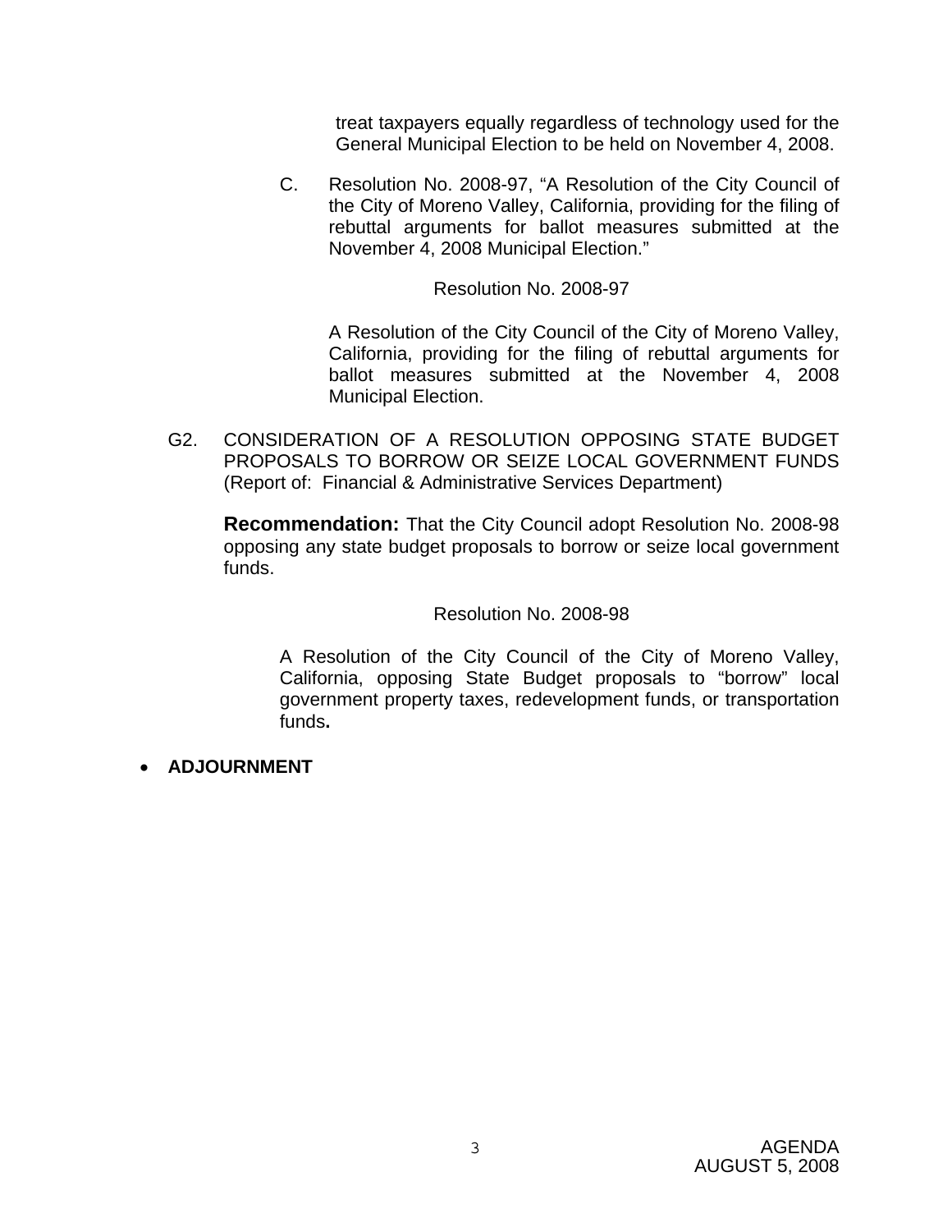treat taxpayers equally regardless of technology used for the General Municipal Election to be held on November 4, 2008.

C. Resolution No. 2008-97, "A Resolution of the City Council of the City of Moreno Valley, California, providing for the filing of rebuttal arguments for ballot measures submitted at the November 4, 2008 Municipal Election."

Resolution No. 2008-97

A Resolution of the City Council of the City of Moreno Valley, California, providing for the filing of rebuttal arguments for ballot measures submitted at the November 4, 2008 Municipal Election.

G2. CONSIDERATION OF A RESOLUTION OPPOSING STATE BUDGET PROPOSALS TO BORROW OR SEIZE LOCAL GOVERNMENT FUNDS (Report of: Financial & Administrative Services Department)

**Recommendation:** That the City Council adopt Resolution No. 2008-98 opposing any state budget proposals to borrow or seize local government funds.

Resolution No. 2008-98

A Resolution of the City Council of the City of Moreno Valley, California, opposing State Budget proposals to "borrow" local government property taxes, redevelopment funds, or transportation funds**.**

- **ADJOURNMENT**